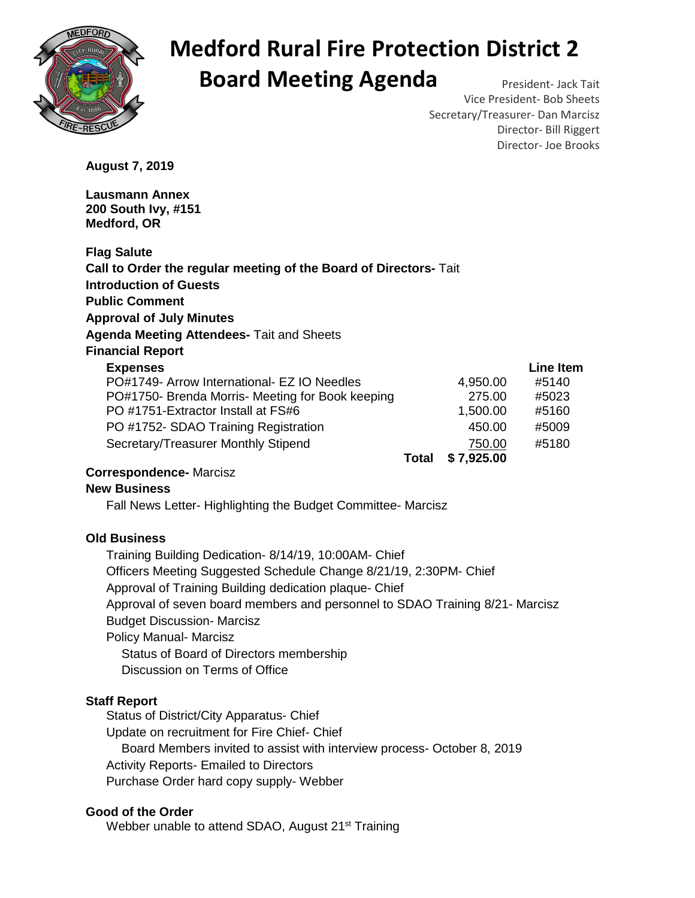# Medford Rural Fire Protection District 2
# Board Meeting Agenda

President- Jack Tait
Vice President- Bob Sheets
Secretary/Treasurer- Dan Marcisz
Director- Bill Riggert
Director- Joe Brooks

**August 7, 2019**

**Lausmann Annex**
**200 South Ivy, #151**
**Medford, OR**

**Flag Salute**
**Call to Order the regular meeting of the Board of Directors-** Tait
**Introduction of Guests**
**Public Comment**
**Approval of July Minutes**
**Agenda Meeting Attendees-** Tait and Sheets
**Financial Report**

| **Expenses** | | | **Line Item** |
|---|---|---|---|
| PO#1749- Arrow International- EZ IO Needles | | 4,950.00 | #5140 |
| PO#1750- Brenda Morris- Meeting for Book keeping | | 275.00 | #5023 |
| PO #1751-Extractor Install at FS#6 | | 1,500.00 | #5160 |
| PO #1752- SDAO Training Registration | | 450.00 | #5009 |
| Secretary/Treasurer Monthly Stipend | | 750.00 | #5180 |
| | **Total** | **$ 7,925.00** | |

**Correspondence-** Marcisz

**New Business**

Fall News Letter- Highlighting the Budget Committee- Marcisz

**Old Business**

Training Building Dedication- 8/14/19, 10:00AM- Chief
Officers Meeting Suggested Schedule Change 8/21/19, 2:30PM- Chief
Approval of Training Building dedication plaque- Chief
Approval of seven board members and personnel to SDAO Training 8/21- Marcisz
Budget Discussion- Marcisz
Policy Manual- Marcisz
- Status of Board of Directors membership
- Discussion on Terms of Office

**Staff Report**

Status of District/City Apparatus- Chief
Update on recruitment for Fire Chief- Chief
- Board Members invited to assist with interview process- October 8, 2019

Activity Reports- Emailed to Directors
Purchase Order hard copy supply- Webber

**Good of the Order**

Webber unable to attend SDAO, August 21st Training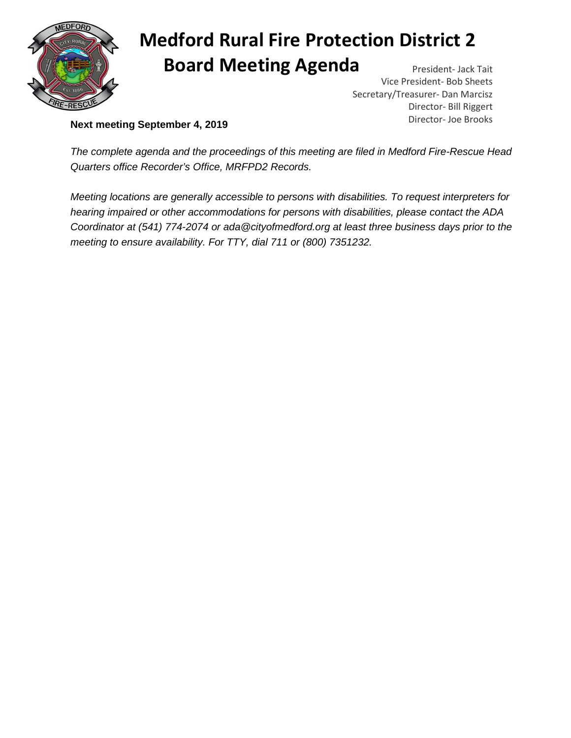# Medford Rural Fire Protection District 2

## Board Meeting Agenda

President- Jack Tait
Vice President- Bob Sheets
Secretary/Treasurer- Dan Marcisz
Director- Bill Riggert
Director- Joe Brooks

**Next meeting September 4, 2019**

*The complete agenda and the proceedings of this meeting are filed in Medford Fire-Rescue Head Quarters office Recorder's Office, MRFPD2 Records.*

*Meeting locations are generally accessible to persons with disabilities. To request interpreters for hearing impaired or other accommodations for persons with disabilities, please contact the ADA Coordinator at (541) 774-2074 or ada@cityofmedford.org at least three business days prior to the meeting to ensure availability. For TTY, dial 711 or (800) 7351232.*